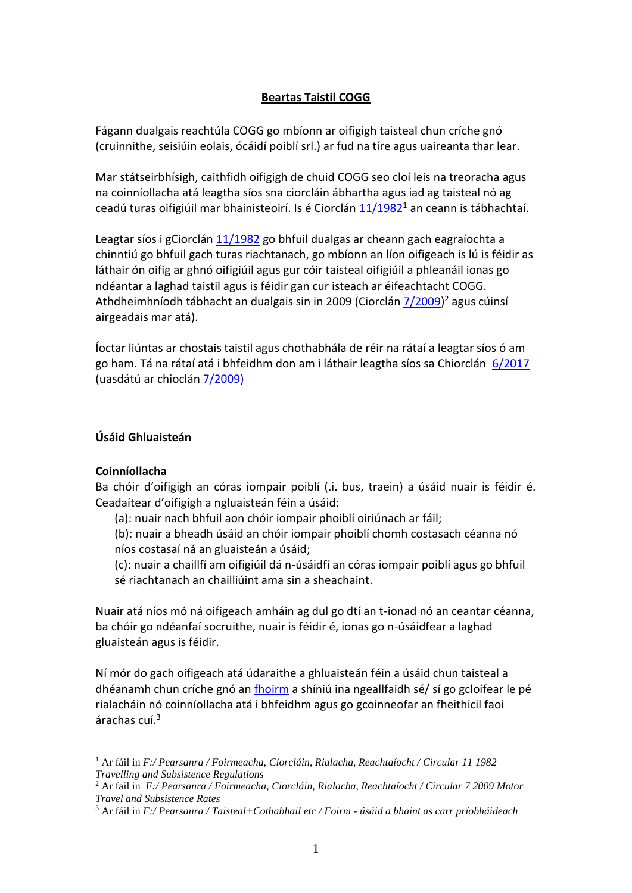**Beartas Taistil COGG**

Fágann dualgais reachtúla COGG go mbíonn ar oifigigh taisteal chun críche gnó (cruinnithe, seisiúin eolais, ócáidí poiblí srl.) ar fud na tíre agus uaireanta thar lear.

Mar státseirbhísigh, caithfidh oifigigh de chuid COGG seo cloí leis na treoracha agus na coinníollacha atá leagtha síos sna ciorcláin ábhartha agus iad ag taisteal nó ag ceadú turas oifigiúil mar bhainisteoirí. Is é Ciorclán 11/1982[1] an ceann is tábhachtaí.

Leagtar síos i gCiorclán 11/1982 go bhfuil dualgas ar cheann gach eagraíochta a chinntiú go bhfuil gach turas riachtanach, go mbíonn an líon oifigeach is lú is féidir as láthair ón oifig ar ghnó oifigiúil agus gur cóir taisteal oifigiúil a phleanáil ionas go ndéantar a laghad taistil agus is féidir gan cur isteach ar éifeachtacht COGG. Athdheimhníodh tábhacht an dualgais sin in 2009 (Ciorclán 7/2009)[2] agus cúinsí airgeadais mar atá).

Íoctar liúntas ar chostais taistil agus chothabhála de réir na rátaí a leagtar síos ó am go ham. Tá na rátaí atá i bhfeidhm don am i láthair leagtha síos sa Chiorclán 6/2017 (uasdátú ar chioclán 7/2009)

**Úsáid Ghluaisteán**

**Coinníollacha**

Ba chóir d'oifigigh an córas iompair poiblí (.i. bus, traein) a úsáid nuair is féidir é. Ceadaítear d'oifigigh a ngluaisteán féin a úsáid:

(a): nuair nach bhfuil aon chóir iompair phoiblí oiriúnach ar fáil;

(b): nuair a bheadh úsáid an chóir iompair phoiblí chomh costasach céanna nó níos costasaí ná an gluaisteán a úsáid;

(c): nuair a chaillfí am oifigiúil dá n-úsáidfí an córas iompair poiblí agus go bhfuil sé riachtanach an chailliúint ama sin a sheachaint.

Nuair atá níos mó ná oifigeach amháin ag dul go dtí an t-ionad nó an ceantar céanna, ba chóir go ndéanfaí socruithe, nuair is féidir é, ionas go n-úsáidfear a laghad gluaisteán agus is féidir.

Ní mór do gach oifigeach atá údaraithe a ghluaisteán féin a úsáid chun taisteal a dhéanamh chun críche gnó an fhoirm a shíniú ina ngeallfaidh sé/ sí go gcloífear le pé rialacháin nó coinníollacha atá i bhfeidhm agus go gcoinneofar an fheithicil faoi árachas cuí.[3]

---

[1] Ar fáil in *F:/ Pearsanra / Foirmeacha, Ciorcláin, Rialacha, Reachtaíocht / Circular 11 1982 Travelling and Subsistence Regulations*

[2] Ar fail in *F:/ Pearsanra / Foirmeacha, Ciorcláin, Rialacha, Reachtaíocht / Circular 7 2009 Motor Travel and Subsistence Rates*

[3] Ar fáil in *F:/ Pearsanra / Taisteal+Cothabhail etc / Foirm - úsáid a bhaint as carr príobháideach*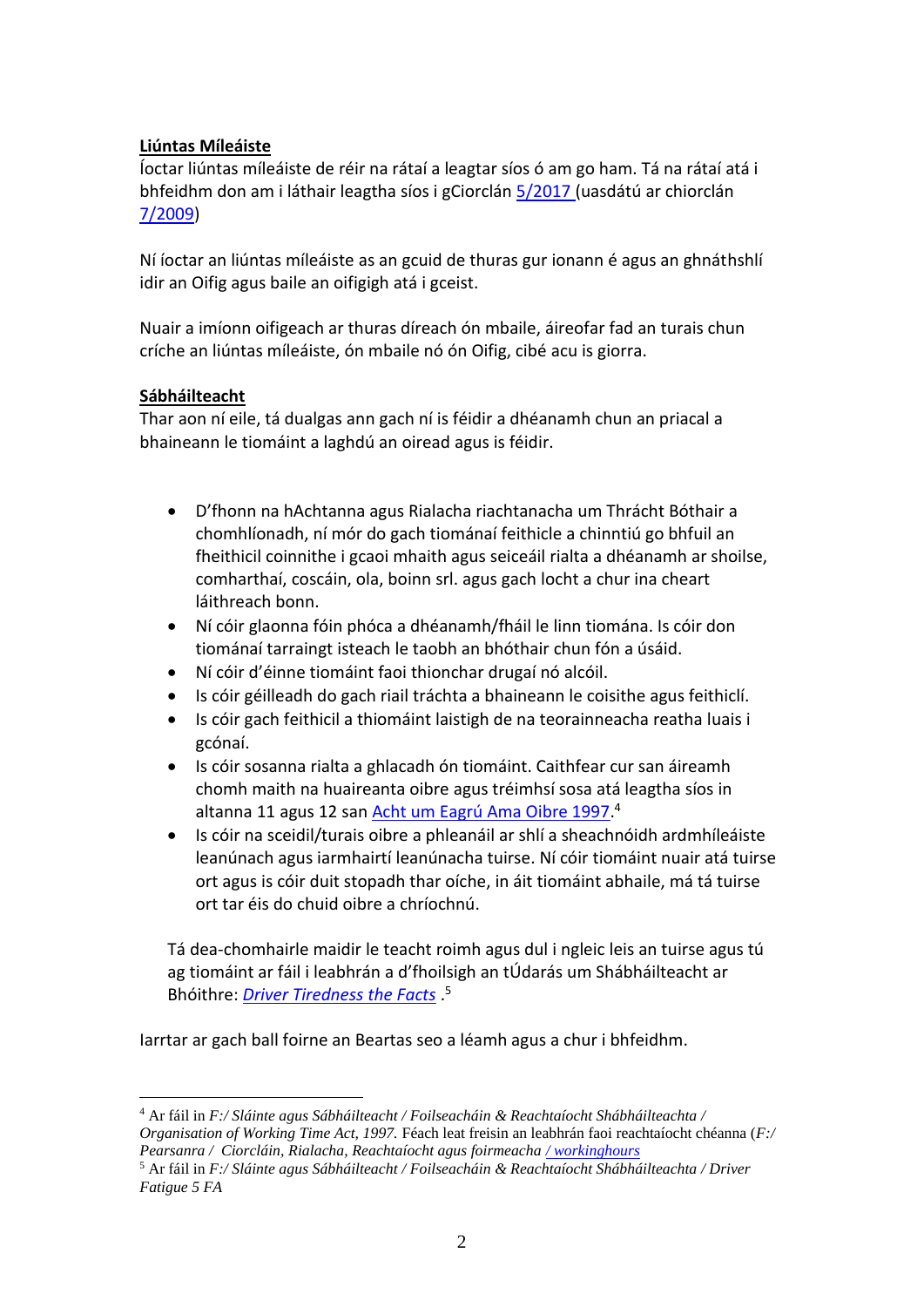**Liúntas Míleáiste**

Íoctar liúntas míleáiste de réir na rátaí a leagtar síos ó am go ham. Tá na rátaí atá i bhfeidhm don am i láthair leagtha síos i gCiorclán 5/2017 (uasdátú ar chiorclán 7/2009)

Ní íoctar an liúntas míleáiste as an gcuid de thuras gur ionann é agus an ghnáthshlí idir an Oifig agus baile an oifigigh atá i gceist.

Nuair a imíonn oifigeach ar thuras díreach ón mbaile, áireofar fad an turais chun críche an liúntas míleáiste, ón mbaile nó ón Oifig, cibé acu is giorra.

**Sábháilteacht**

Thar aon ní eile, tá dualgas ann gach ní is féidir a dhéanamh chun an priacal a bhaineann le tiomáint a laghdú an oiread agus is féidir.

- D'fhonn na hAchtanna agus Rialacha riachtanacha um Thrácht Bóthair a chomhlíonadh, ní mór do gach tiománaí feithicle a chinntiú go bhfuil an fheithicil coinnithe i gcaoi mhaith agus seiceáil rialta a dhéanamh ar shoilse, comharthaí, coscáin, ola, boinn srl. agus gach locht a chur ina cheart láithreach bonn.
- Ní cóir glaonna fóin phóca a dhéanamh/fháil le linn tiomána. Is cóir don tiománaí tarraingt isteach le taobh an bhóthair chun fón a úsáid.
- Ní cóir d'éinne tiomáint faoi thionchar drugaí nó alcóil.
- Is cóir géilleadh do gach riail tráchta a bhaineann le coisithe agus feithiclí.
- Is cóir gach feithicil a thiomáint laistigh de na teorainneacha reatha luais i gcónaí.
- Is cóir sosanna rialta a ghlacadh ón tiomáint. Caithfear cur san áireamh chomh maith na huaireanta oibre agus tréimhsí sosa atá leagtha síos in altanna 11 agus 12 san Acht um Eagrú Ama Oibre 1997.[4]
- Is cóir na sceidil/turais oibre a phleanáil ar shlí a sheachnóidh ardmhíleáiste leanúnach agus iarmhairtí leanúnacha tuirse. Ní cóir tiomáint nuair atá tuirse ort agus is cóir duit stopadh thar oíche, in áit tiomáint abhaile, má tá tuirse ort tar éis do chuid oibre a chríochnú.

Tá dea-chomhairle maidir le teacht roimh agus dul i ngleic leis an tuirse agus tú ag tiomáint ar fáil i leabhrán a d'fhoilsigh an tÚdarás um Shábháilteacht ar Bhóithre: *Driver Tiredness the Facts* .[5]

Iarrtar ar gach ball foirne an Beartas seo a léamh agus a chur i bhfeidhm.

---

[4] Ar fáil in *F:/ Sláinte agus Sábháilteacht / Foilseacháin & Reachtaíocht Shábháilteachta / Organisation of Working Time Act, 1997.* Féach leat freisin an leabhrán faoi reachtaíocht chéanna (*F:/ Pearsanra / Ciorcláin, Rialacha, Reachtaíocht agus foirmeacha / workinghours*

[5] Ar fáil in *F:/ Sláinte agus Sábháilteacht / Foilseacháin & Reachtaíocht Shábháilteachta / Driver Fatigue 5 FA*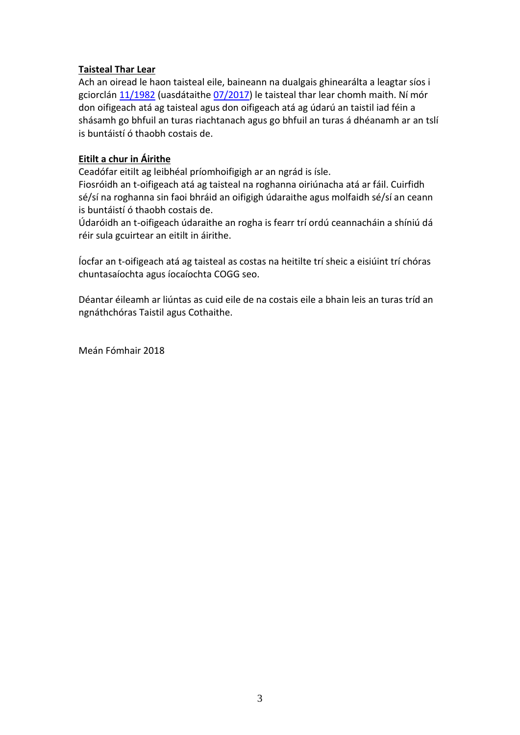**Taisteal Thar Lear**

Ach an oiread le haon taisteal eile, baineann na dualgais ghinearálta a leagtar síos i gciorclán 11/1982 (uasdátaithe 07/2017) le taisteal thar lear chomh maith. Ní mór don oifigeach atá ag taisteal agus don oifigeach atá ag údarú an taistil iad féin a shásamh go bhfuil an turas riachtanach agus go bhfuil an turas á dhéanamh ar an tslí is buntáistí ó thaobh costais de.

**Eitilt a chur in Áirithe**

Ceadófar eitilt ag leibhéal príomhoifigigh ar an ngrád is ísle.
Fiosróidh an t-oifigeach atá ag taisteal na roghanna oiriúnacha atá ar fáil. Cuirfidh sé/sí na roghanna sin faoi bhráid an oifigigh údaraithe agus molfaidh sé/sí an ceann is buntáistí ó thaobh costais de.
Údaróidh an t-oifigeach údaraithe an rogha is fearr trí ordú ceannacháin a shíniú dá réir sula gcuirtear an eitilt in áirithe.

Íocfar an t-oifigeach atá ag taisteal as costas na heitilte trí sheic a eisiúint trí chóras chuntasaíochta agus íocaíochta COGG seo.

Déantar éileamh ar liúntas as cuid eile de na costais eile a bhain leis an turas tríd an ngnáthchóras Taistil agus Cothaithe.

Meán Fómhair 2018